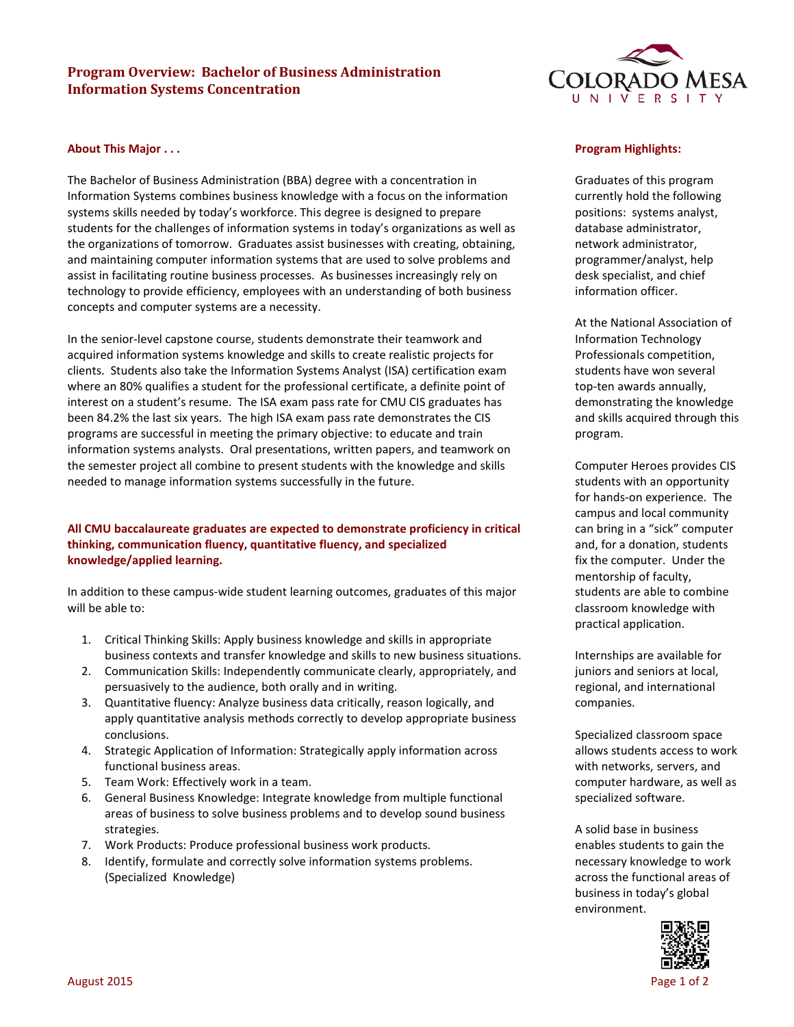# Program Overview: Bachelor of Business Administration Information Systems Concentration

## About This Major . . .

The Bachelor of Business Administration (BBA) degree with a concentration in Information Systems combines business knowledge with a focus on the information systems skills needed by today's workforce. This degree is designed to prepare students for the challenges of information systems in today's organizations as well as the organizations of tomorrow. Graduates assist businesses with creating, obtaining, and maintaining computer information systems that are used to solve problems and assist in facilitating routine business processes. As businesses increasingly rely on technology to provide efficiency, employees with an understanding of both business concepts and computer systems are a necessity.

In the senior-level capstone course, students demonstrate their teamwork and acquired information systems knowledge and skills to create realistic projects for clients. Students also take the Information Systems Analyst (ISA) certification exam where an 80% qualifies a student for the professional certificate, a definite point of interest on a student's resume. The ISA exam pass rate for CMU CIS graduates has been 84.2% the last six years. The high ISA exam pass rate demonstrates the CIS programs are successful in meeting the primary objective: to educate and train information systems analysts. Oral presentations, written papers, and teamwork on the semester project all combine to present students with the knowledge and skills needed to manage information systems successfully in the future.

**All CMU baccalaureate graduates are expected to demonstrate proficiency in critical thinking, communication fluency, quantitative fluency, and specialized knowledge/applied learning.**

In addition to these campus-wide student learning outcomes, graduates of this major will be able to:

1. Critical Thinking Skills: Apply business knowledge and skills in appropriate business contexts and transfer knowledge and skills to new business situations.
2. Communication Skills: Independently communicate clearly, appropriately, and persuasively to the audience, both orally and in writing.
3. Quantitative fluency: Analyze business data critically, reason logically, and apply quantitative analysis methods correctly to develop appropriate business conclusions.
4. Strategic Application of Information: Strategically apply information across functional business areas.
5. Team Work: Effectively work in a team.
6. General Business Knowledge: Integrate knowledge from multiple functional areas of business to solve business problems and to develop sound business strategies.
7. Work Products: Produce professional business work products.
8. Identify, formulate and correctly solve information systems problems. (Specialized Knowledge)

## Program Highlights:

Graduates of this program currently hold the following positions: systems analyst, database administrator, network administrator, programmer/analyst, help desk specialist, and chief information officer.

At the National Association of Information Technology Professionals competition, students have won several top-ten awards annually, demonstrating the knowledge and skills acquired through this program.

Computer Heroes provides CIS students with an opportunity for hands-on experience. The campus and local community can bring in a "sick" computer and, for a donation, students fix the computer. Under the mentorship of faculty, students are able to combine classroom knowledge with practical application.

Internships are available for juniors and seniors at local, regional, and international companies.

Specialized classroom space allows students access to work with networks, servers, and computer hardware, as well as specialized software.

A solid base in business enables students to gain the necessary knowledge to work across the functional areas of business in today's global environment.

August 2015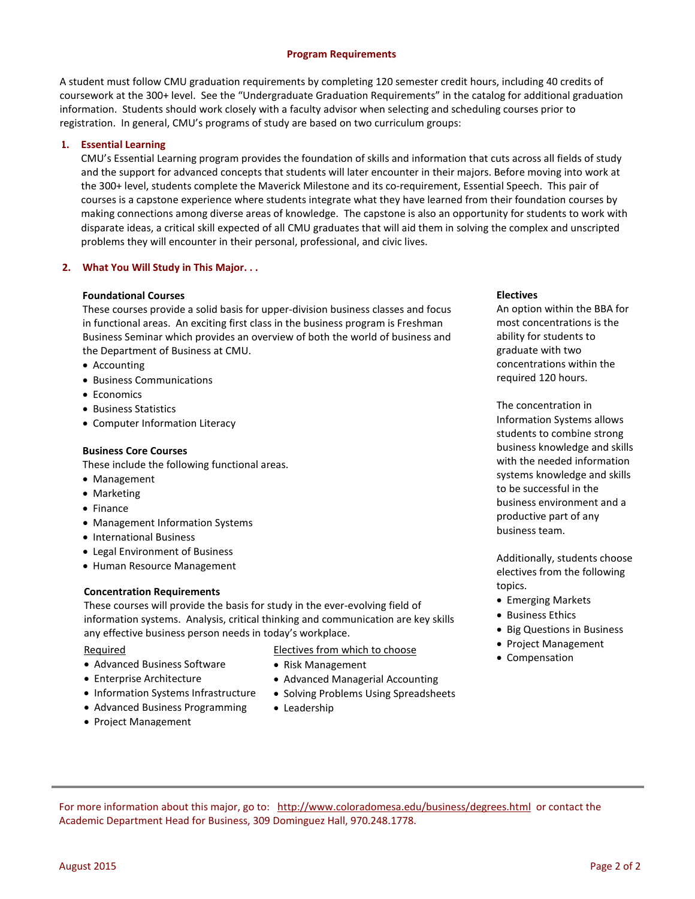## Program Requirements

A student must follow CMU graduation requirements by completing 120 semester credit hours, including 40 credits of coursework at the 300+ level. See the "Undergraduate Graduation Requirements" in the catalog for additional graduation information. Students should work closely with a faculty advisor when selecting and scheduling courses prior to registration. In general, CMU's programs of study are based on two curriculum groups:

### 1. Essential Learning

CMU's Essential Learning program provides the foundation of skills and information that cuts across all fields of study and the support for advanced concepts that students will later encounter in their majors. Before moving into work at the 300+ level, students complete the Maverick Milestone and its co-requirement, Essential Speech. This pair of courses is a capstone experience where students integrate what they have learned from their foundation courses by making connections among diverse areas of knowledge. The capstone is also an opportunity for students to work with disparate ideas, a critical skill expected of all CMU graduates that will aid them in solving the complex and unscripted problems they will encounter in their personal, professional, and civic lives.

### 2. What You Will Study in This Major. . .

**Foundational Courses**

These courses provide a solid basis for upper-division business classes and focus in functional areas. An exciting first class in the business program is Freshman Business Seminar which provides an overview of both the world of business and the Department of Business at CMU.

- Accounting
- Business Communications
- Economics
- Business Statistics
- Computer Information Literacy

**Business Core Courses**

These include the following functional areas.

- Management
- Marketing
- Finance
- Management Information Systems
- International Business
- Legal Environment of Business
- Human Resource Management

**Concentration Requirements**

These courses will provide the basis for study in the ever-evolving field of information systems. Analysis, critical thinking and communication are key skills any effective business person needs in today's workplace.

Required

- Advanced Business Software
- Enterprise Architecture
- Information Systems Infrastructure
- Advanced Business Programming
- Project Management

Electives from which to choose

- Risk Management
- Advanced Managerial Accounting
- Solving Problems Using Spreadsheets
- Leadership

**Electives**

An option within the BBA for most concentrations is the ability for students to graduate with two concentrations within the required 120 hours.

The concentration in Information Systems allows students to combine strong business knowledge and skills with the needed information systems knowledge and skills to be successful in the business environment and a productive part of any business team.

Additionally, students choose electives from the following topics.

- Emerging Markets
- Business Ethics
- Big Questions in Business
- Project Management
- Compensation

---

For more information about this major, go to: http://www.coloradomesa.edu/business/degrees.html or contact the Academic Department Head for Business, 309 Dominguez Hall, 970.248.1778.

August 2015